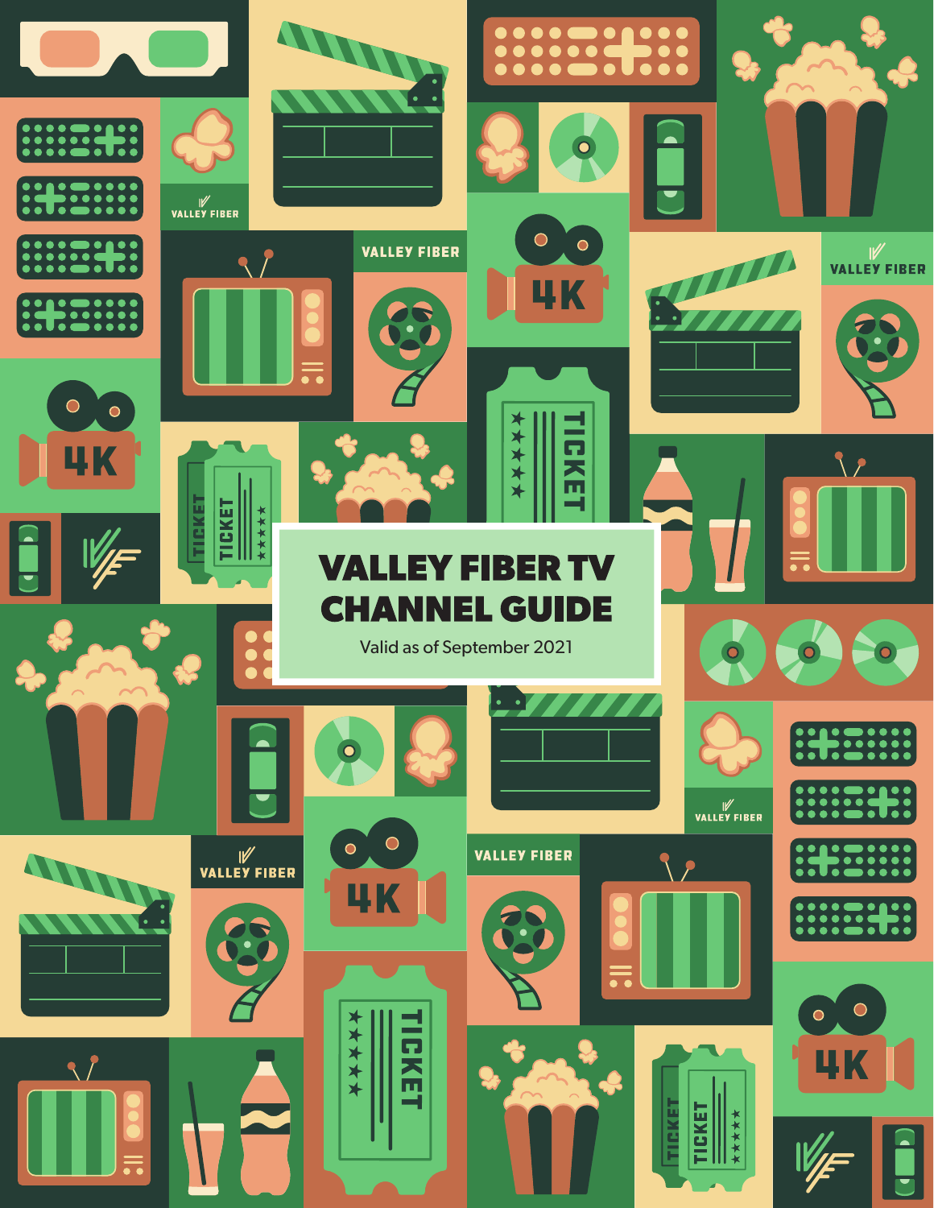# VALLEY FIBER TV CHANNEL GUIDE

Valid as of September 2021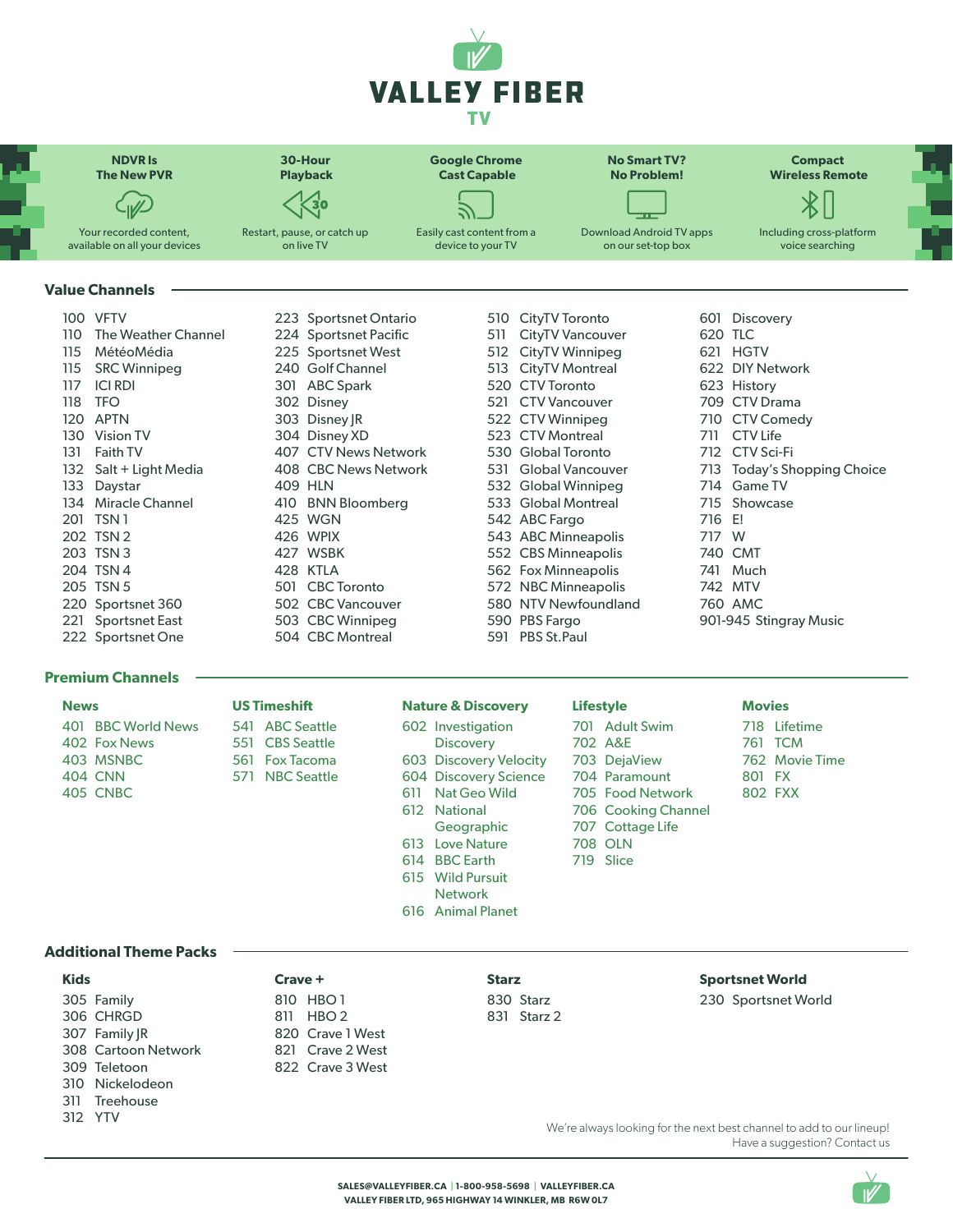# VALLEY FIBER TV

| NDVR Is The New PVR | 30-Hour Playback | Google Chrome Cast Capable | No Smart TV? No Problem! | Compact Wireless Remote |
|---|---|---|---|---|
| Your recorded content, available on all your devices | Restart, pause, or catch up on live TV | Easily cast content from a device to your TV | Download Android TV apps on our set-top box | Including cross-platform voice searching |

## Value Channels

100 VFTV
110 The Weather Channel
115 MétéoMédia
115 SRC Winnipeg
117 ICI RDI
118 TFO
120 APTN
130 Vision TV
131 Faith TV
132 Salt + Light Media
133 Daystar
134 Miracle Channel
201 TSN 1
202 TSN 2
203 TSN 3
204 TSN 4
205 TSN 5
220 Sportsnet 360
221 Sportsnet East
222 Sportsnet One
223 Sportsnet Ontario
224 Sportsnet Pacific
225 Sportsnet West
240 Golf Channel
301 ABC Spark
302 Disney
303 Disney JR
304 Disney XD
407 CTV News Network
408 CBC News Network
409 HLN
410 BNN Bloomberg
425 WGN
426 WPIX
427 WSBK
428 KTLA
501 CBC Toronto
502 CBC Vancouver
503 CBC Winnipeg
504 CBC Montreal
510 CityTV Toronto
511 CityTV Vancouver
512 CityTV Winnipeg
513 CityTV Montreal
520 CTV Toronto
521 CTV Vancouver
522 CTV Winnipeg
523 CTV Montreal
530 Global Toronto
531 Global Vancouver
532 Global Winnipeg
533 Global Montreal
542 ABC Fargo
543 ABC Minneapolis
552 CBS Minneapolis
562 Fox Minneapolis
572 NBC Minneapolis
580 NTV Newfoundland
590 PBS Fargo
591 PBS St.Paul
601 Discovery
620 TLC
621 HGTV
622 DIY Network
623 History
709 CTV Drama
710 CTV Comedy
711 CTV Life
712 CTV Sci-Fi
713 Today's Shopping Choice
714 Game TV
715 Showcase
716 E!
717 W
740 CMT
741 Much
742 MTV
760 AMC
901-945 Stingray Music

## Premium Channels

### News
401 BBC World News
402 Fox News
403 MSNBC
404 CNN
405 CNBC

### US Timeshift
541 ABC Seattle
551 CBS Seattle
561 Fox Tacoma
571 NBC Seattle

### Nature & Discovery
602 Investigation Discovery
603 Discovery Velocity
604 Discovery Science
611 Nat Geo Wild
612 National Geographic
613 Love Nature
614 BBC Earth
615 Wild Pursuit Network
616 Animal Planet

### Lifestyle
701 Adult Swim
702 A&E
703 DejaView
704 Paramount
705 Food Network
706 Cooking Channel
707 Cottage Life
708 OLN
719 Slice

### Movies
718 Lifetime
761 TCM
762 Movie Time
801 FX
802 FXX

## Additional Theme Packs

### Kids
305 Family
306 CHRGD
307 Family JR
308 Cartoon Network
309 Teletoon
310 Nickelodeon
311 Treehouse
312 YTV

### Crave +
810 HBO 1
811 HBO 2
820 Crave 1 West
821 Crave 2 West
822 Crave 3 West

### Starz
830 Starz
831 Starz 2

### Sportsnet World
230 Sportsnet World

We're always looking for the next best channel to add to our lineup!
Have a suggestion? Contact us

SALES@VALLEYFIBER.CA | 1-800-958-5698 | VALLEYFIBER.CA
VALLEY FIBER LTD, 965 HIGHWAY 14 WINKLER, MB R6W 0L7